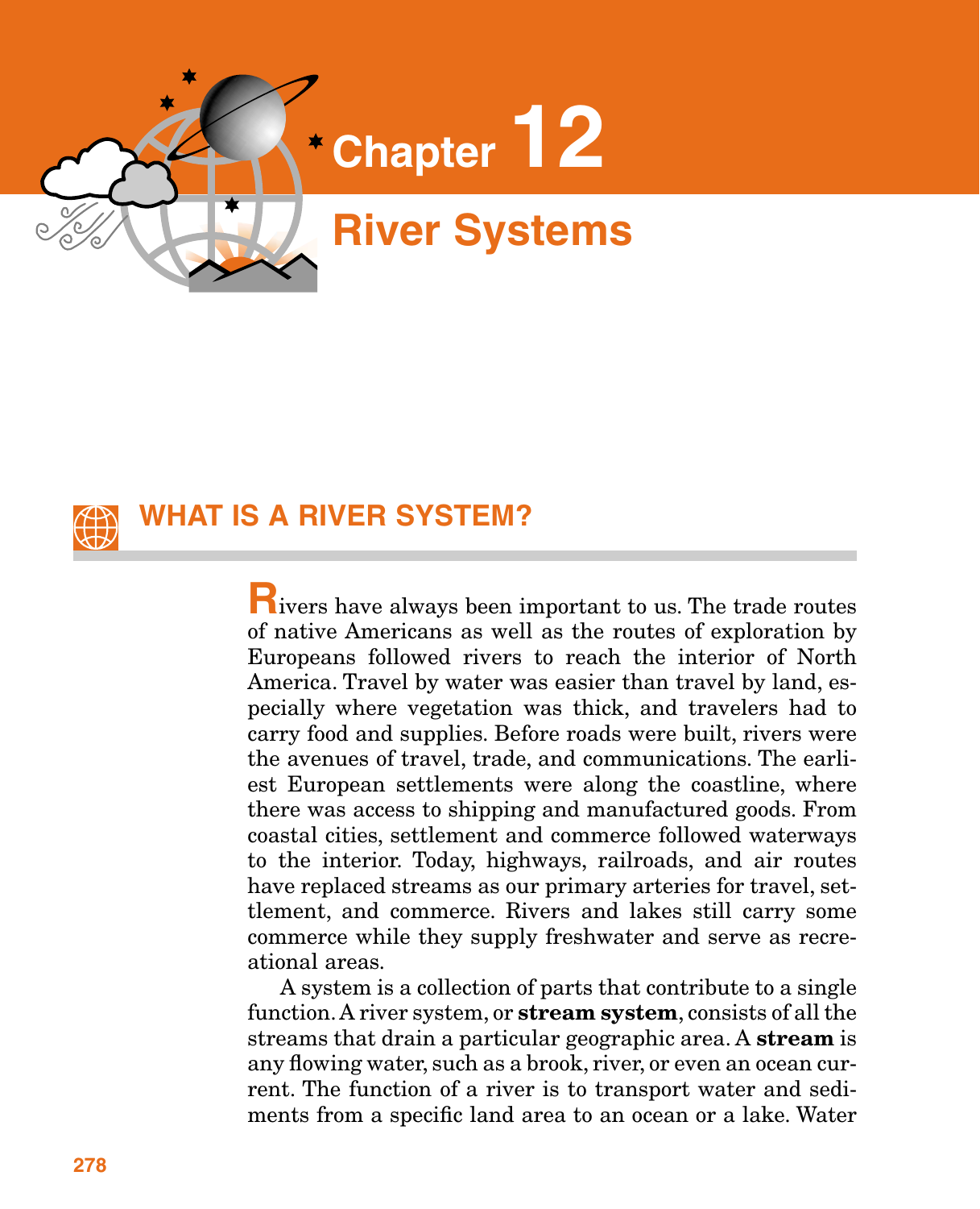# Chapter 12

# River Systems

## WHAT IS A RIVER SYSTEM?

Rivers have always been important to us. The trade routes of native Americans as well as the routes of exploration by Europeans followed rivers to reach the interior of North America. Travel by water was easier than travel by land, especially where vegetation was thick, and travelers had to carry food and supplies. Before roads were built, rivers were the avenues of travel, trade, and communications. The earliest European settlements were along the coastline, where there was access to shipping and manufactured goods. From coastal cities, settlement and commerce followed waterways to the interior. Today, highways, railroads, and air routes have replaced streams as our primary arteries for travel, settlement, and commerce. Rivers and lakes still carry some commerce while they supply freshwater and serve as recreational areas.

A system is a collection of parts that contribute to a single function. A river system, or **stream system**, consists of all the streams that drain a particular geographic area. A **stream** is any flowing water, such as a brook, river, or even an ocean current. The function of a river is to transport water and sediments from a specific land area to an ocean or a lake. Water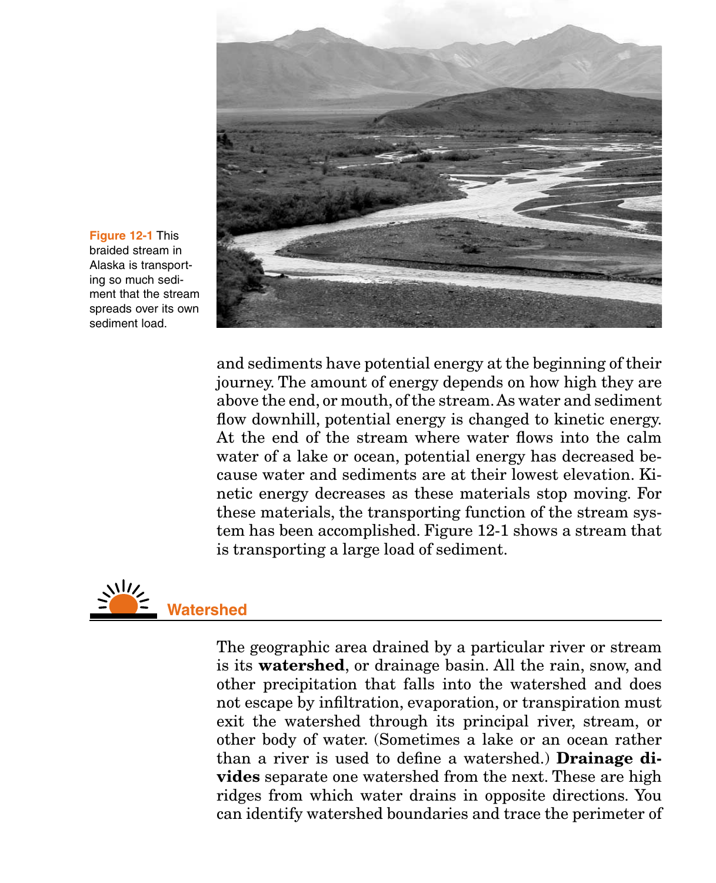**Figure 12-1** This braided stream in Alaska is transporting so much sediment that the stream spreads over its own sediment load.

and sediments have potential energy at the beginning of their journey. The amount of energy depends on how high they are above the end, or mouth, of the stream. As water and sediment flow downhill, potential energy is changed to kinetic energy. At the end of the stream where water flows into the calm water of a lake or ocean, potential energy has decreased because water and sediments are at their lowest elevation. Kinetic energy decreases as these materials stop moving. For these materials, the transporting function of the stream system has been accomplished. Figure 12-1 shows a stream that is transporting a large load of sediment.

## Watershed

The geographic area drained by a particular river or stream is its **watershed**, or drainage basin. All the rain, snow, and other precipitation that falls into the watershed and does not escape by infiltration, evaporation, or transpiration must exit the watershed through its principal river, stream, or other body of water. (Sometimes a lake or an ocean rather than a river is used to define a watershed.) **Drainage divides** separate one watershed from the next. These are high ridges from which water drains in opposite directions. You can identify watershed boundaries and trace the perimeter of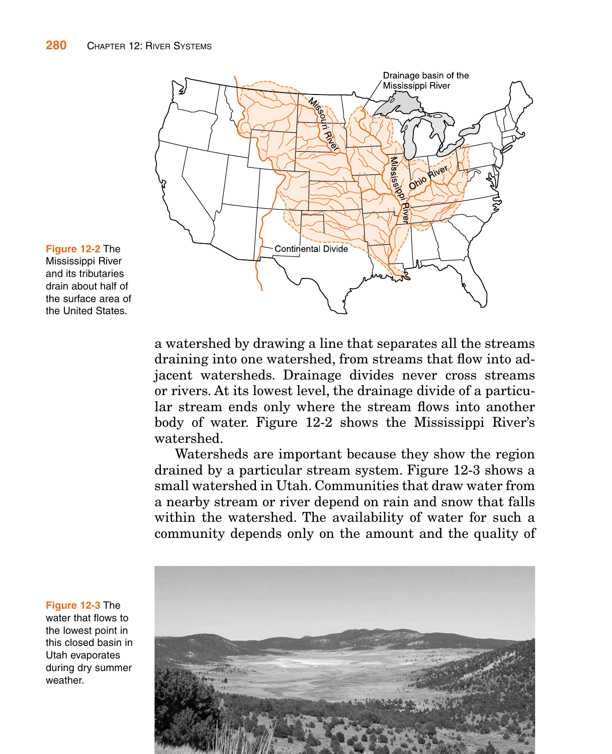Figure 12-2 The Mississippi River and its tributaries drain about half of the surface area of the United States.

a watershed by drawing a line that separates all the streams draining into one watershed, from streams that flow into adjacent watersheds. Drainage divides never cross streams or rivers. At its lowest level, the drainage divide of a particular stream ends only where the stream flows into another body of water. Figure 12-2 shows the Mississippi River's watershed.

Watersheds are important because they show the region drained by a particular stream system. Figure 12-3 shows a small watershed in Utah. Communities that draw water from a nearby stream or river depend on rain and snow that falls within the watershed. The availability of water for such a community depends only on the amount and the quality of

Figure 12-3 The water that flows to the lowest point in this closed basin in Utah evaporates during dry summer weather.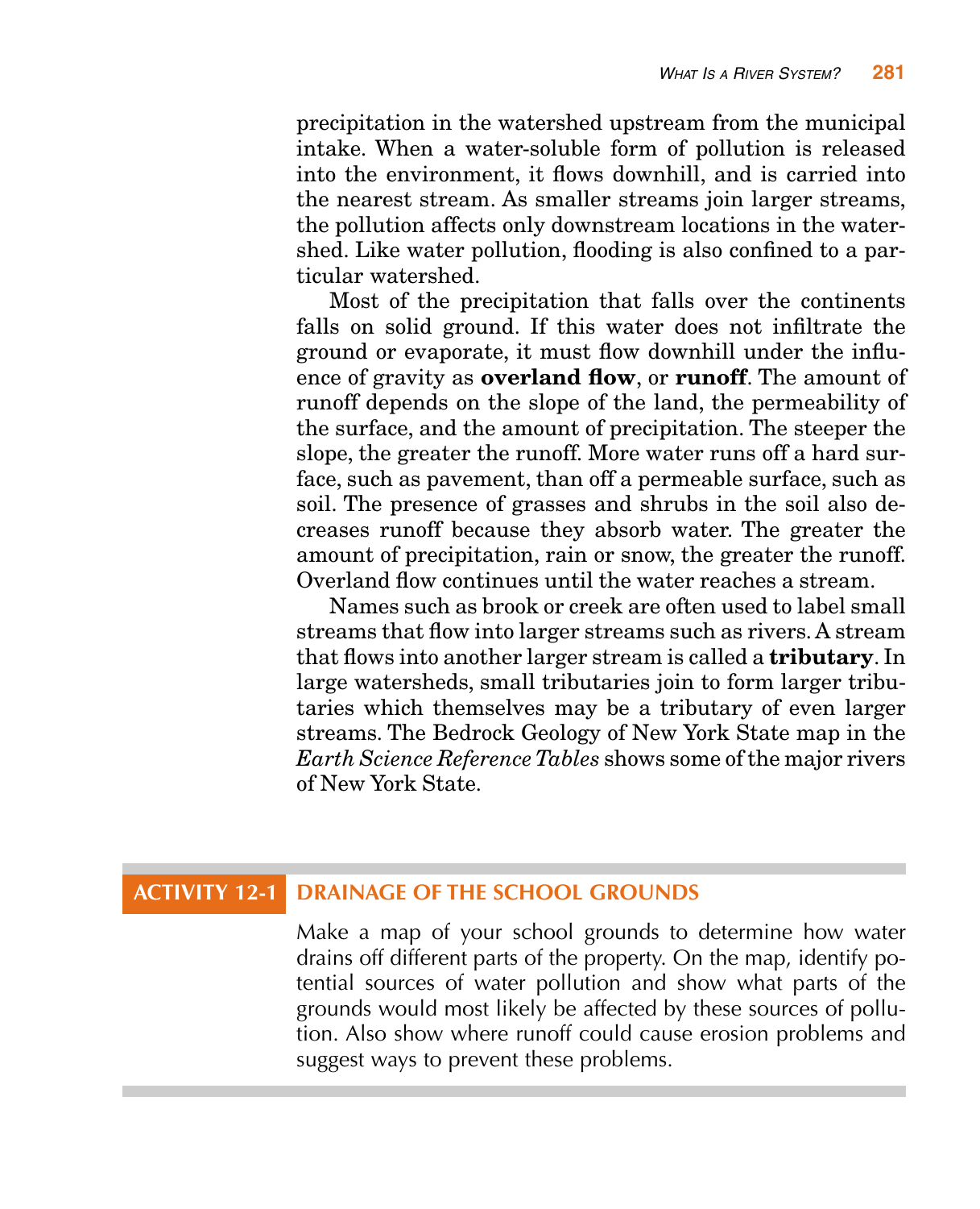precipitation in the watershed upstream from the municipal intake. When a water-soluble form of pollution is released into the environment, it flows downhill, and is carried into the nearest stream. As smaller streams join larger streams, the pollution affects only downstream locations in the watershed. Like water pollution, flooding is also confined to a particular watershed.

Most of the precipitation that falls over the continents falls on solid ground. If this water does not infiltrate the ground or evaporate, it must flow downhill under the influence of gravity as **overland flow**, or **runoff**. The amount of runoff depends on the slope of the land, the permeability of the surface, and the amount of precipitation. The steeper the slope, the greater the runoff. More water runs off a hard surface, such as pavement, than off a permeable surface, such as soil. The presence of grasses and shrubs in the soil also decreases runoff because they absorb water. The greater the amount of precipitation, rain or snow, the greater the runoff. Overland flow continues until the water reaches a stream.

Names such as brook or creek are often used to label small streams that flow into larger streams such as rivers. A stream that flows into another larger stream is called a **tributary**. In large watersheds, small tributaries join to form larger tributaries which themselves may be a tributary of even larger streams. The Bedrock Geology of New York State map in the *Earth Science Reference Tables* shows some of the major rivers of New York State.

## ACTIVITY 12-1 DRAINAGE OF THE SCHOOL GROUNDS

Make a map of your school grounds to determine how water drains off different parts of the property. On the map, identify potential sources of water pollution and show what parts of the grounds would most likely be affected by these sources of pollution. Also show where runoff could cause erosion problems and suggest ways to prevent these problems.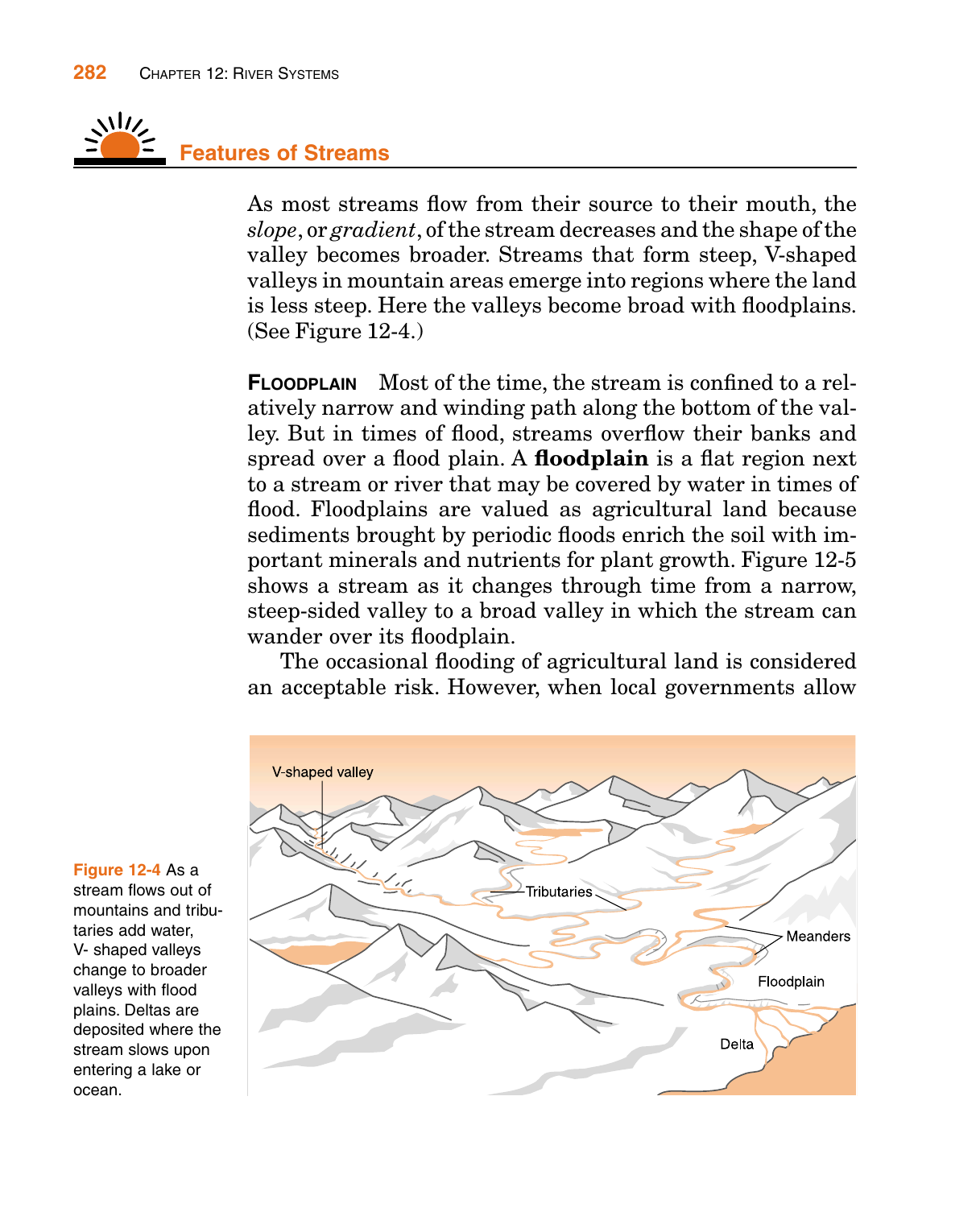## Features of Streams

As most streams flow from their source to their mouth, the *slope*, or *gradient*, of the stream decreases and the shape of the valley becomes broader. Streams that form steep, V-shaped valleys in mountain areas emerge into regions where the land is less steep. Here the valleys become broad with floodplains. (See Figure 12-4.)

**FLOODPLAIN** Most of the time, the stream is confined to a relatively narrow and winding path along the bottom of the valley. But in times of flood, streams overflow their banks and spread over a flood plain. A **floodplain** is a flat region next to a stream or river that may be covered by water in times of flood. Floodplains are valued as agricultural land because sediments brought by periodic floods enrich the soil with important minerals and nutrients for plant growth. Figure 12-5 shows a stream as it changes through time from a narrow, steep-sided valley to a broad valley in which the stream can wander over its floodplain.

The occasional flooding of agricultural land is considered an acceptable risk. However, when local governments allow

Figure 12-4 As a stream flows out of mountains and tributaries add water, V- shaped valleys change to broader valleys with flood plains. Deltas are deposited where the stream slows upon entering a lake or ocean.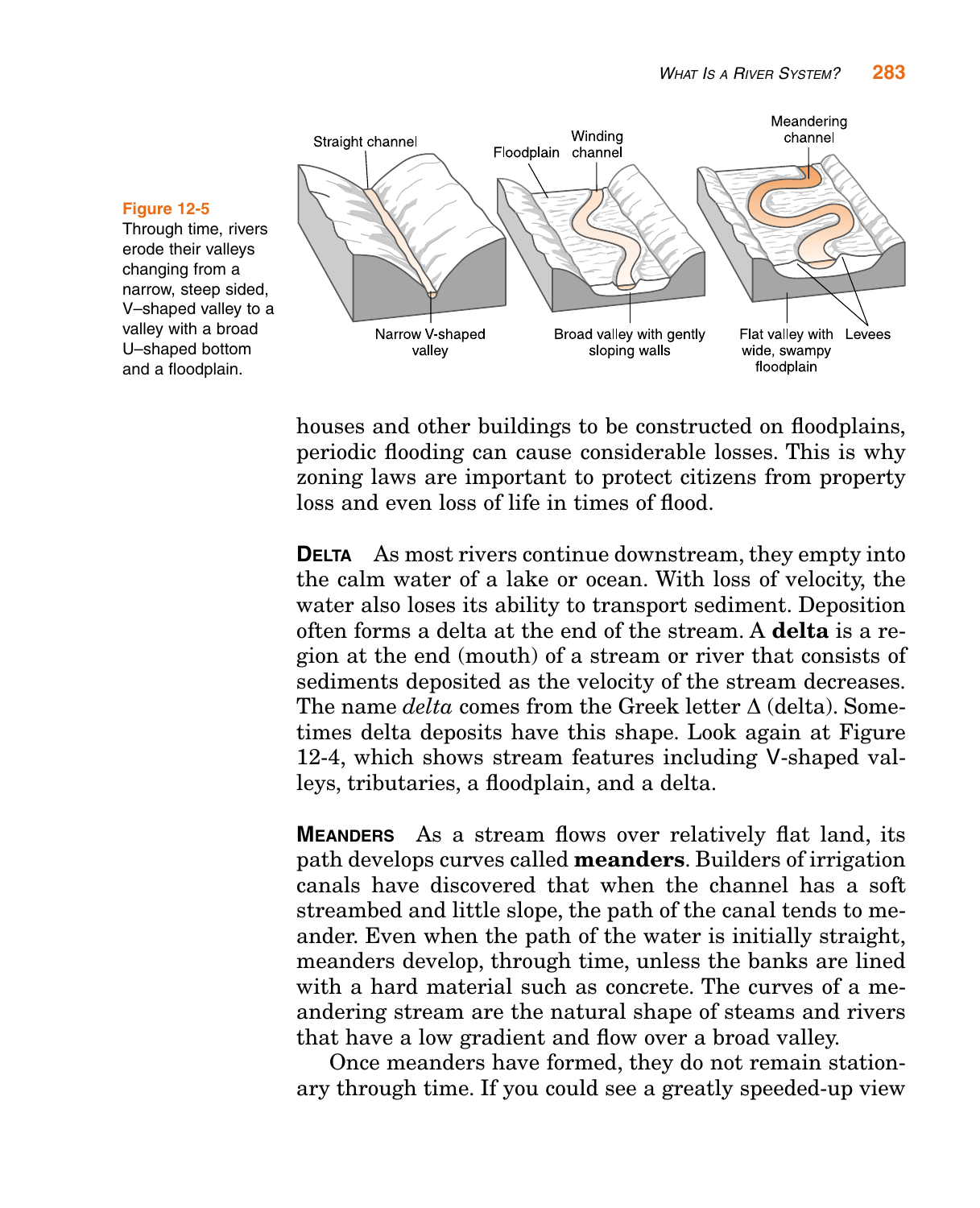**Figure 12-5** Through time, rivers erode their valleys changing from a narrow, steep sided, V–shaped valley to a valley with a broad U–shaped bottom and a floodplain.

houses and other buildings to be constructed on floodplains, periodic flooding can cause considerable losses. This is why zoning laws are important to protect citizens from property loss and even loss of life in times of flood.

**DELTA** As most rivers continue downstream, they empty into the calm water of a lake or ocean. With loss of velocity, the water also loses its ability to transport sediment. Deposition often forms a delta at the end of the stream. A **delta** is a region at the end (mouth) of a stream or river that consists of sediments deposited as the velocity of the stream decreases. The name *delta* comes from the Greek letter Δ (delta). Sometimes delta deposits have this shape. Look again at Figure 12-4, which shows stream features including V-shaped valleys, tributaries, a floodplain, and a delta.

**MEANDERS** As a stream flows over relatively flat land, its path develops curves called **meanders**. Builders of irrigation canals have discovered that when the channel has a soft streambed and little slope, the path of the canal tends to meander. Even when the path of the water is initially straight, meanders develop, through time, unless the banks are lined with a hard material such as concrete. The curves of a meandering stream are the natural shape of steams and rivers that have a low gradient and flow over a broad valley.

Once meanders have formed, they do not remain stationary through time. If you could see a greatly speeded-up view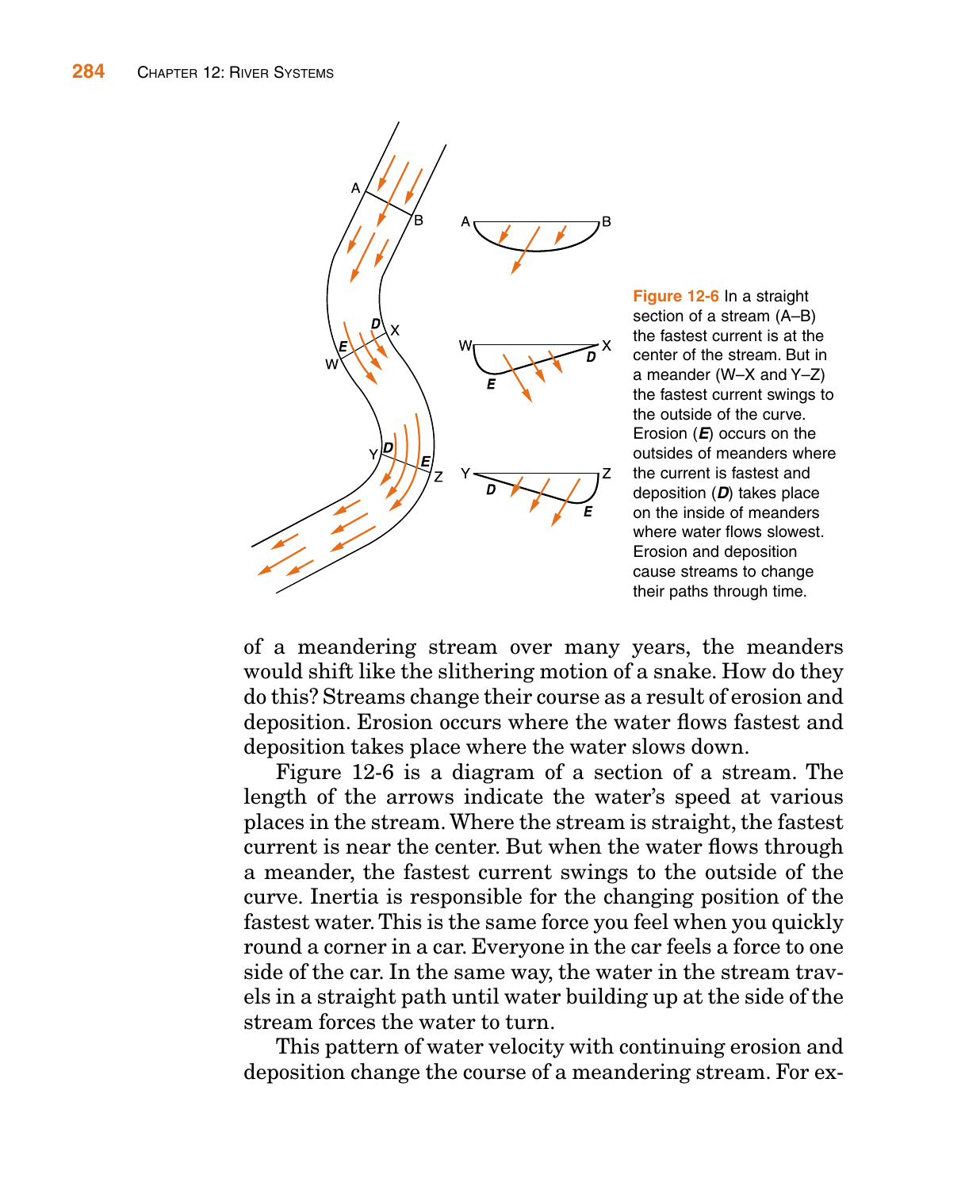**Figure 12-6** In a straight section of a stream (A–B) the fastest current is at the center of the stream. But in a meander (W–X and Y–Z) the fastest current swings to the outside of the curve. Erosion (***E***) occurs on the outsides of meanders where the current is fastest and deposition (***D***) takes place on the inside of meanders where water flows slowest. Erosion and deposition cause streams to change their paths through time.

of a meandering stream over many years, the meanders would shift like the slithering motion of a snake. How do they do this? Streams change their course as a result of erosion and deposition. Erosion occurs where the water flows fastest and deposition takes place where the water slows down.

Figure 12-6 is a diagram of a section of a stream. The length of the arrows indicate the water's speed at various places in the stream. Where the stream is straight, the fastest current is near the center. But when the water flows through a meander, the fastest current swings to the outside of the curve. Inertia is responsible for the changing position of the fastest water. This is the same force you feel when you quickly round a corner in a car. Everyone in the car feels a force to one side of the car. In the same way, the water in the stream travels in a straight path until water building up at the side of the stream forces the water to turn.

This pattern of water velocity with continuing erosion and deposition change the course of a meandering stream. For ex-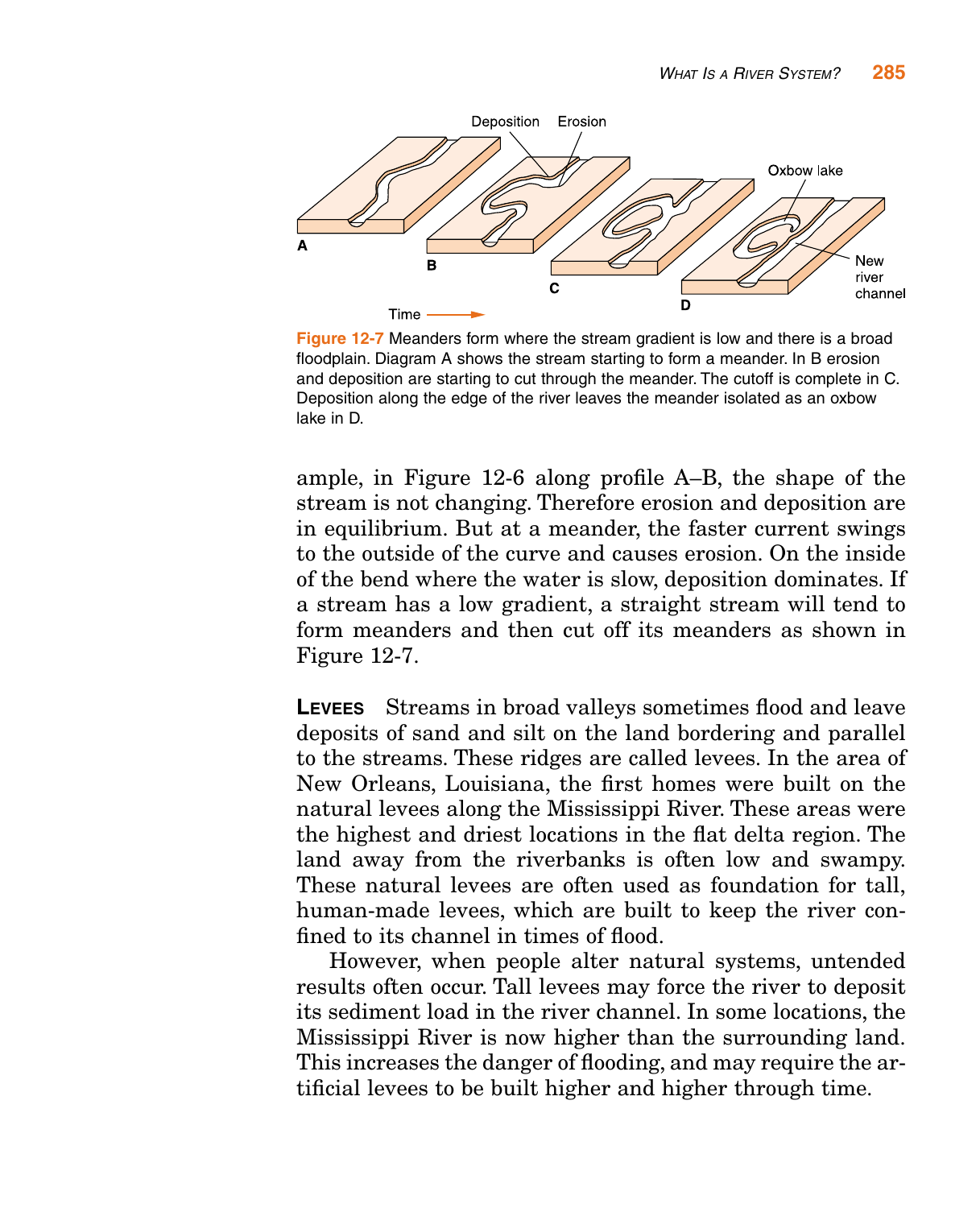Deposition
Erosion
Oxbow lake
New river channel
A
B
C
D
Time

**Figure 12-7** Meanders form where the stream gradient is low and there is a broad floodplain. Diagram A shows the stream starting to form a meander. In B erosion and deposition are starting to cut through the meander. The cutoff is complete in C. Deposition along the edge of the river leaves the meander isolated as an oxbow lake in D.

ample, in Figure 12-6 along profile A–B, the shape of the stream is not changing. Therefore erosion and deposition are in equilibrium. But at a meander, the faster current swings to the outside of the curve and causes erosion. On the inside of the bend where the water is slow, deposition dominates. If a stream has a low gradient, a straight stream will tend to form meanders and then cut off its meanders as shown in Figure 12-7.

**LEVEES** Streams in broad valleys sometimes flood and leave deposits of sand and silt on the land bordering and parallel to the streams. These ridges are called levees. In the area of New Orleans, Louisiana, the first homes were built on the natural levees along the Mississippi River. These areas were the highest and driest locations in the flat delta region. The land away from the riverbanks is often low and swampy. These natural levees are often used as foundation for tall, human-made levees, which are built to keep the river confined to its channel in times of flood.

However, when people alter natural systems, untended results often occur. Tall levees may force the river to deposit its sediment load in the river channel. In some locations, the Mississippi River is now higher than the surrounding land. This increases the danger of flooding, and may require the artificial levees to be built higher and higher through time.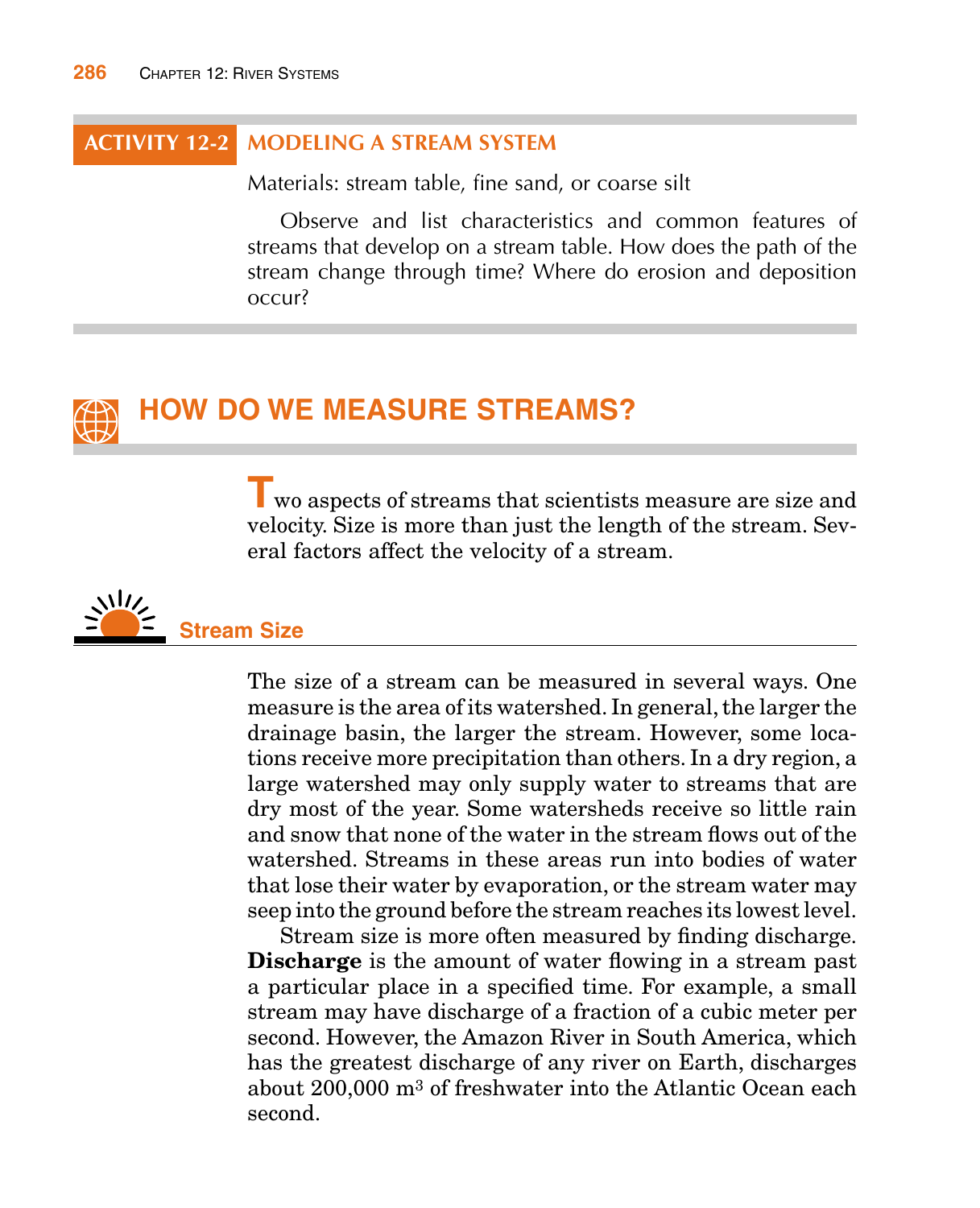## ACTIVITY 12-2 MODELING A STREAM SYSTEM

Materials: stream table, fine sand, or coarse silt

Observe and list characteristics and common features of streams that develop on a stream table. How does the path of the stream change through time? Where do erosion and deposition occur?

# HOW DO WE MEASURE STREAMS?

Two aspects of streams that scientists measure are size and velocity. Size is more than just the length of the stream. Several factors affect the velocity of a stream.

## Stream Size

The size of a stream can be measured in several ways. One measure is the area of its watershed. In general, the larger the drainage basin, the larger the stream. However, some locations receive more precipitation than others. In a dry region, a large watershed may only supply water to streams that are dry most of the year. Some watersheds receive so little rain and snow that none of the water in the stream flows out of the watershed. Streams in these areas run into bodies of water that lose their water by evaporation, or the stream water may seep into the ground before the stream reaches its lowest level.

Stream size is more often measured by finding discharge. **Discharge** is the amount of water flowing in a stream past a particular place in a specified time. For example, a small stream may have discharge of a fraction of a cubic meter per second. However, the Amazon River in South America, which has the greatest discharge of any river on Earth, discharges about 200,000 $m^3$ of freshwater into the Atlantic Ocean each second.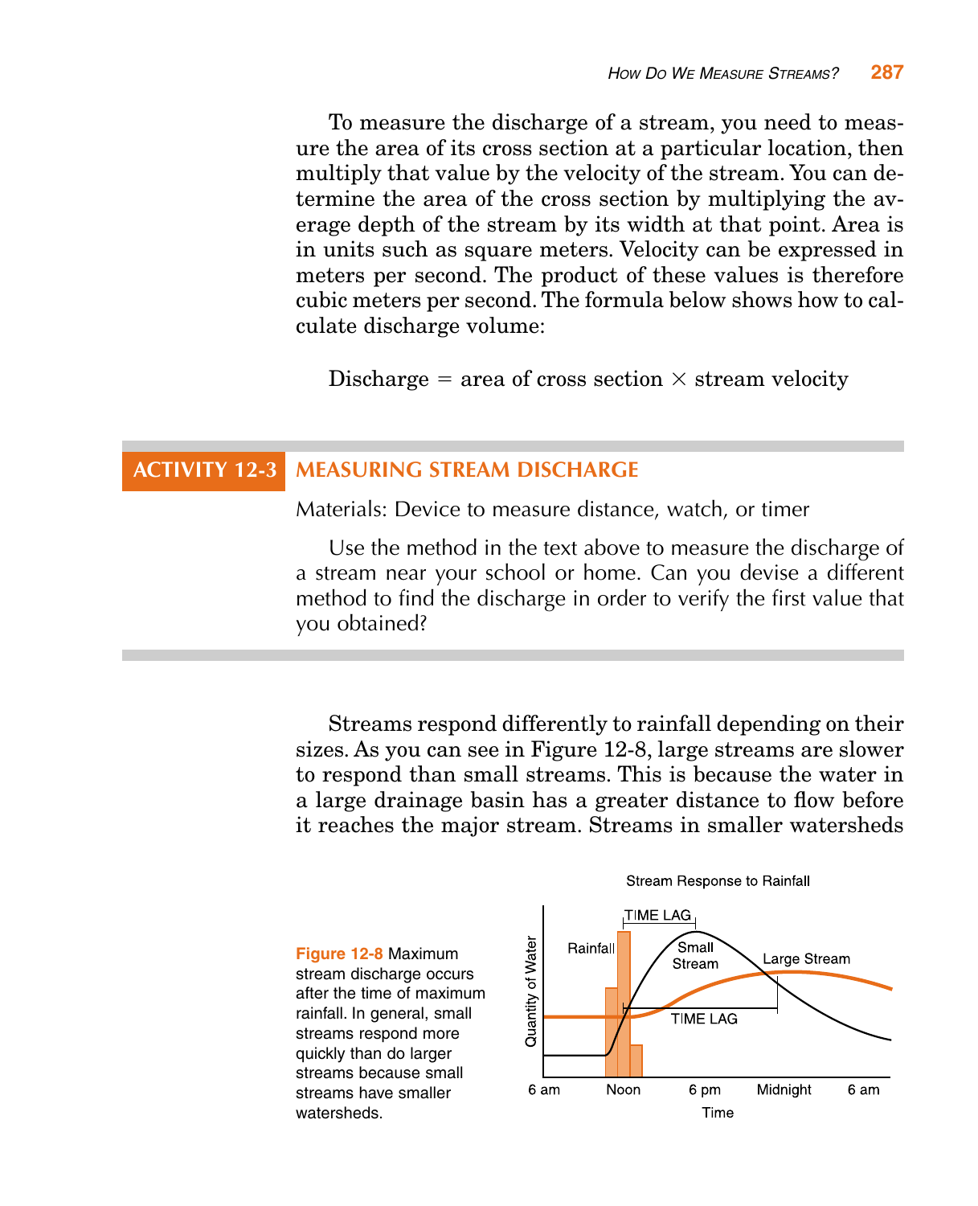To measure the discharge of a stream, you need to measure the area of its cross section at a particular location, then multiply that value by the velocity of the stream. You can determine the area of the cross section by multiplying the average depth of the stream by its width at that point. Area is in units such as square meters. Velocity can be expressed in meters per second. The product of these values is therefore cubic meters per second. The formula below shows how to calculate discharge volume:

$$\text{Discharge} = \text{area of cross section} \times \text{stream velocity}$$

## ACTIVITY 12-3 MEASURING STREAM DISCHARGE

Materials: Device to measure distance, watch, or timer

Use the method in the text above to measure the discharge of a stream near your school or home. Can you devise a different method to find the discharge in order to verify the first value that you obtained?

Streams respond differently to rainfall depending on their sizes. As you can see in Figure 12-8, large streams are slower to respond than small streams. This is because the water in a large drainage basin has a greater distance to flow before it reaches the major stream. Streams in smaller watersheds

**Figure 12-8** Maximum stream discharge occurs after the time of maximum rainfall. In general, small streams respond more quickly than do larger streams because small streams have smaller watersheds.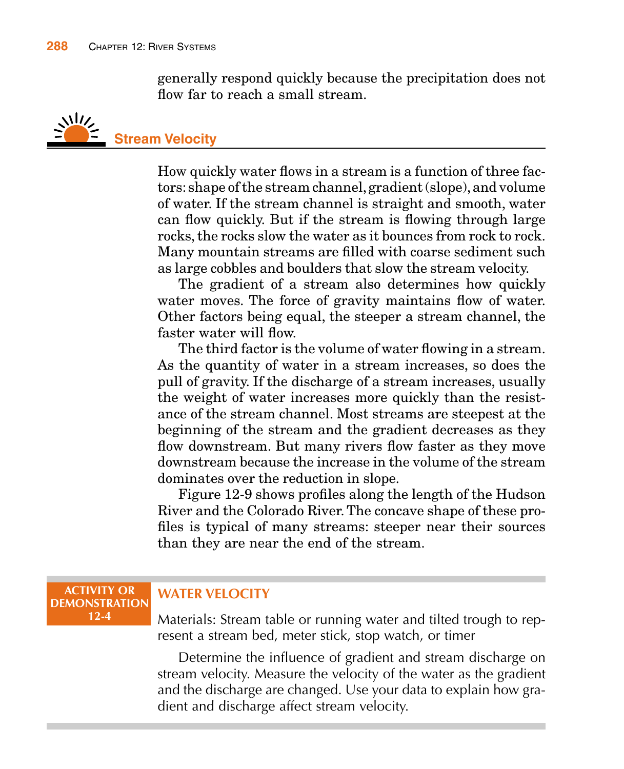generally respond quickly because the precipitation does not flow far to reach a small stream.

## Stream Velocity

How quickly water flows in a stream is a function of three factors: shape of the stream channel, gradient (slope), and volume of water. If the stream channel is straight and smooth, water can flow quickly. But if the stream is flowing through large rocks, the rocks slow the water as it bounces from rock to rock. Many mountain streams are filled with coarse sediment such as large cobbles and boulders that slow the stream velocity.

The gradient of a stream also determines how quickly water moves. The force of gravity maintains flow of water. Other factors being equal, the steeper a stream channel, the faster water will flow.

The third factor is the volume of water flowing in a stream. As the quantity of water in a stream increases, so does the pull of gravity. If the discharge of a stream increases, usually the weight of water increases more quickly than the resistance of the stream channel. Most streams are steepest at the beginning of the stream and the gradient decreases as they flow downstream. But many rivers flow faster as they move downstream because the increase in the volume of the stream dominates over the reduction in slope.

Figure 12-9 shows profiles along the length of the Hudson River and the Colorado River. The concave shape of these profiles is typical of many streams: steeper near their sources than they are near the end of the stream.

**ACTIVITY OR DEMONSTRATION 12-4**

### WATER VELOCITY

Materials: Stream table or running water and tilted trough to represent a stream bed, meter stick, stop watch, or timer

Determine the influence of gradient and stream discharge on stream velocity. Measure the velocity of the water as the gradient and the discharge are changed. Use your data to explain how gradient and discharge affect stream velocity.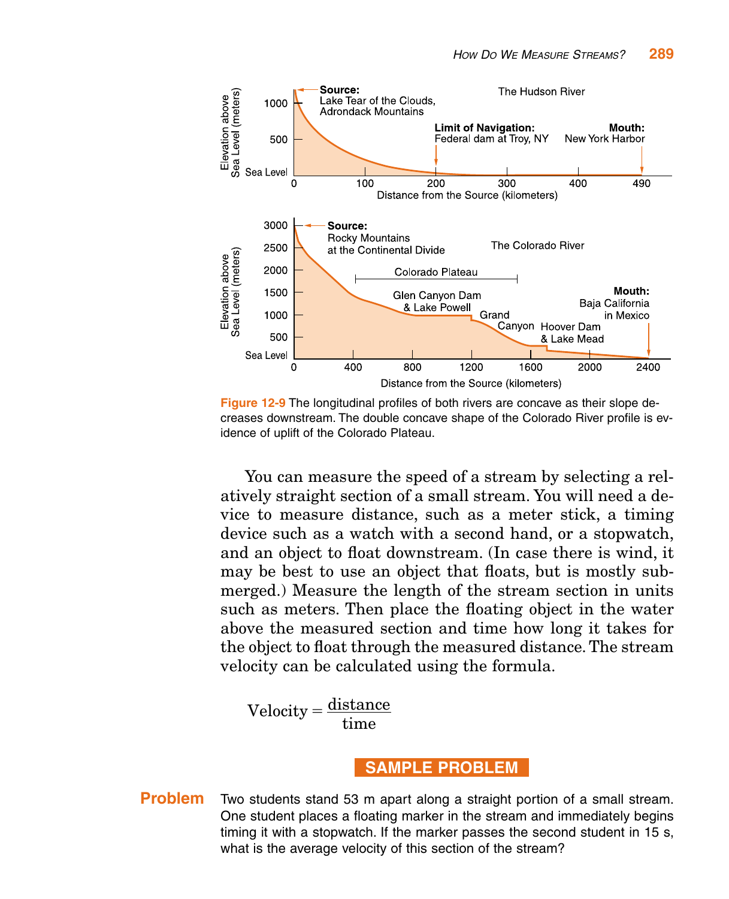Figure 12-9 The longitudinal profiles of both rivers are concave as their slope decreases downstream. The double concave shape of the Colorado River profile is evidence of uplift of the Colorado Plateau.

You can measure the speed of a stream by selecting a relatively straight section of a small stream. You will need a device to measure distance, such as a meter stick, a timing device such as a watch with a second hand, or a stopwatch, and an object to float downstream. (In case there is wind, it may be best to use an object that floats, but is mostly submerged.) Measure the length of the stream section in units such as meters. Then place the floating object in the water above the measured section and time how long it takes for the object to float through the measured distance. The stream velocity can be calculated using the formula.

$$\text{Velocity} = \frac{\text{distance}}{\text{time}}$$

## SAMPLE PROBLEM

**Problem** Two students stand 53 m apart along a straight portion of a small stream. One student places a floating marker in the stream and immediately begins timing it with a stopwatch. If the marker passes the second student in 15 s, what is the average velocity of this section of the stream?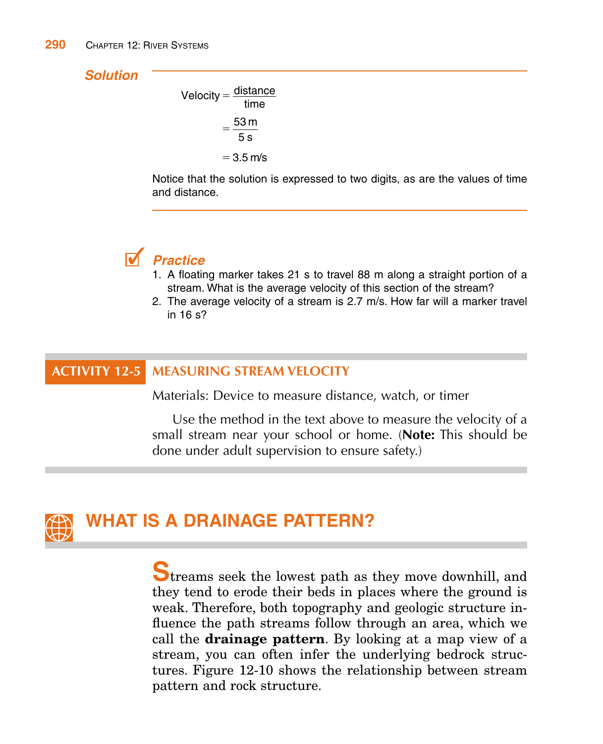### *Solution*

$$\text{Velocity} = \frac{\text{distance}}{\text{time}}$$

$$= \frac{53\text{ m}}{5\text{ s}}$$

$$= 3.5\text{ m/s}$$

Notice that the solution is expressed to two digits, as are the values of time and distance.

### *Practice*

1. A floating marker takes 21 s to travel 88 m along a straight portion of a stream. What is the average velocity of this section of the stream?
2. The average velocity of a stream is 2.7 m/s. How far will a marker travel in 16 s?

## ACTIVITY 12-5 MEASURING STREAM VELOCITY

Materials: Device to measure distance, watch, or timer

Use the method in the text above to measure the velocity of a small stream near your school or home. (**Note:** This should be done under adult supervision to ensure safety.)

## WHAT IS A DRAINAGE PATTERN?

Streams seek the lowest path as they move downhill, and they tend to erode their beds in places where the ground is weak. Therefore, both topography and geologic structure influence the path streams follow through an area, which we call the **drainage pattern**. By looking at a map view of a stream, you can often infer the underlying bedrock structures. Figure 12-10 shows the relationship between stream pattern and rock structure.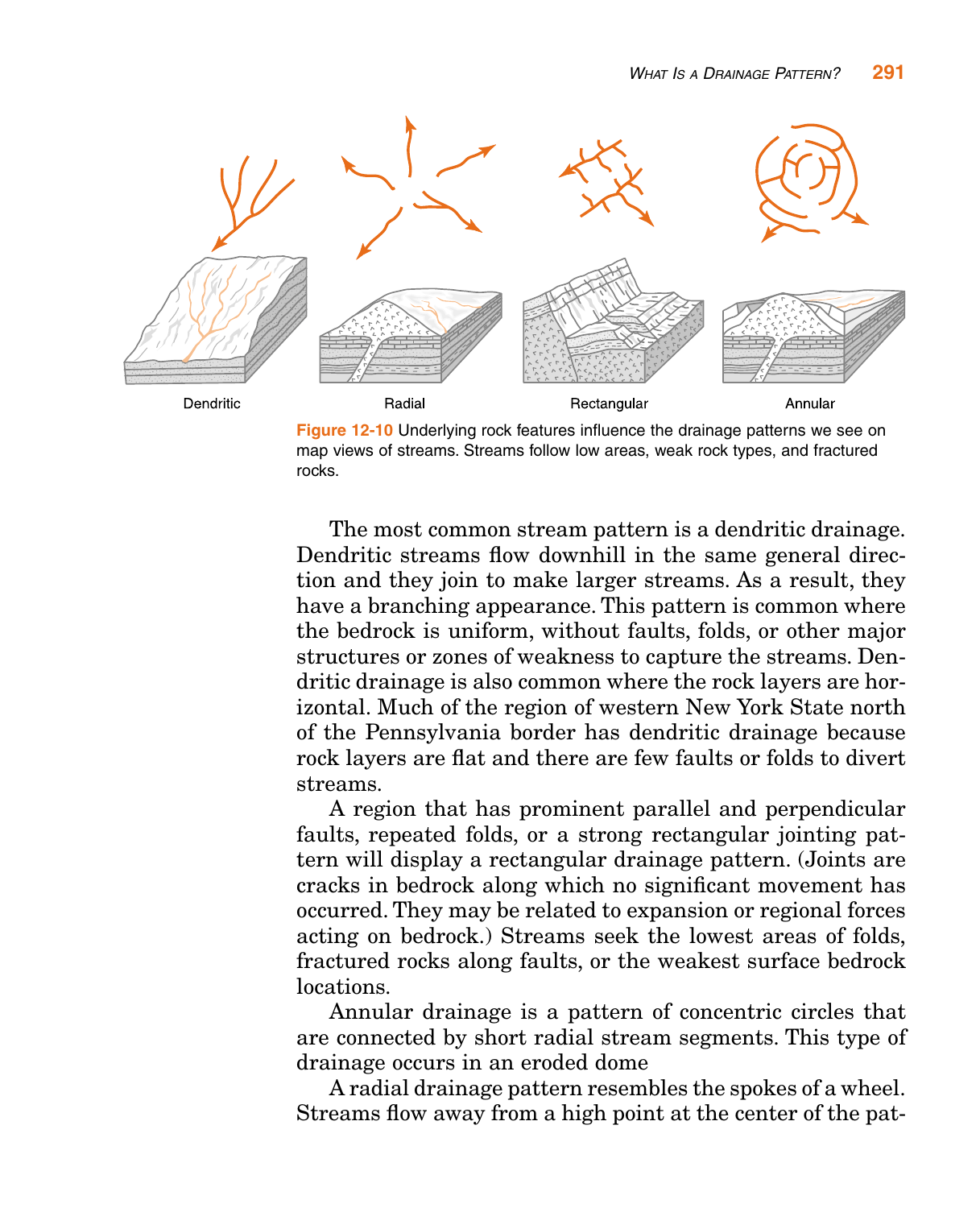Dendritic

Radial

Rectangular

Annular

**Figure 12-10** Underlying rock features influence the drainage patterns we see on map views of streams. Streams follow low areas, weak rock types, and fractured rocks.

The most common stream pattern is a dendritic drainage. Dendritic streams flow downhill in the same general direction and they join to make larger streams. As a result, they have a branching appearance. This pattern is common where the bedrock is uniform, without faults, folds, or other major structures or zones of weakness to capture the streams. Dendritic drainage is also common where the rock layers are horizontal. Much of the region of western New York State north of the Pennsylvania border has dendritic drainage because rock layers are flat and there are few faults or folds to divert streams.

A region that has prominent parallel and perpendicular faults, repeated folds, or a strong rectangular jointing pattern will display a rectangular drainage pattern. (Joints are cracks in bedrock along which no significant movement has occurred. They may be related to expansion or regional forces acting on bedrock.) Streams seek the lowest areas of folds, fractured rocks along faults, or the weakest surface bedrock locations.

Annular drainage is a pattern of concentric circles that are connected by short radial stream segments. This type of drainage occurs in an eroded dome

A radial drainage pattern resembles the spokes of a wheel. Streams flow away from a high point at the center of the pat-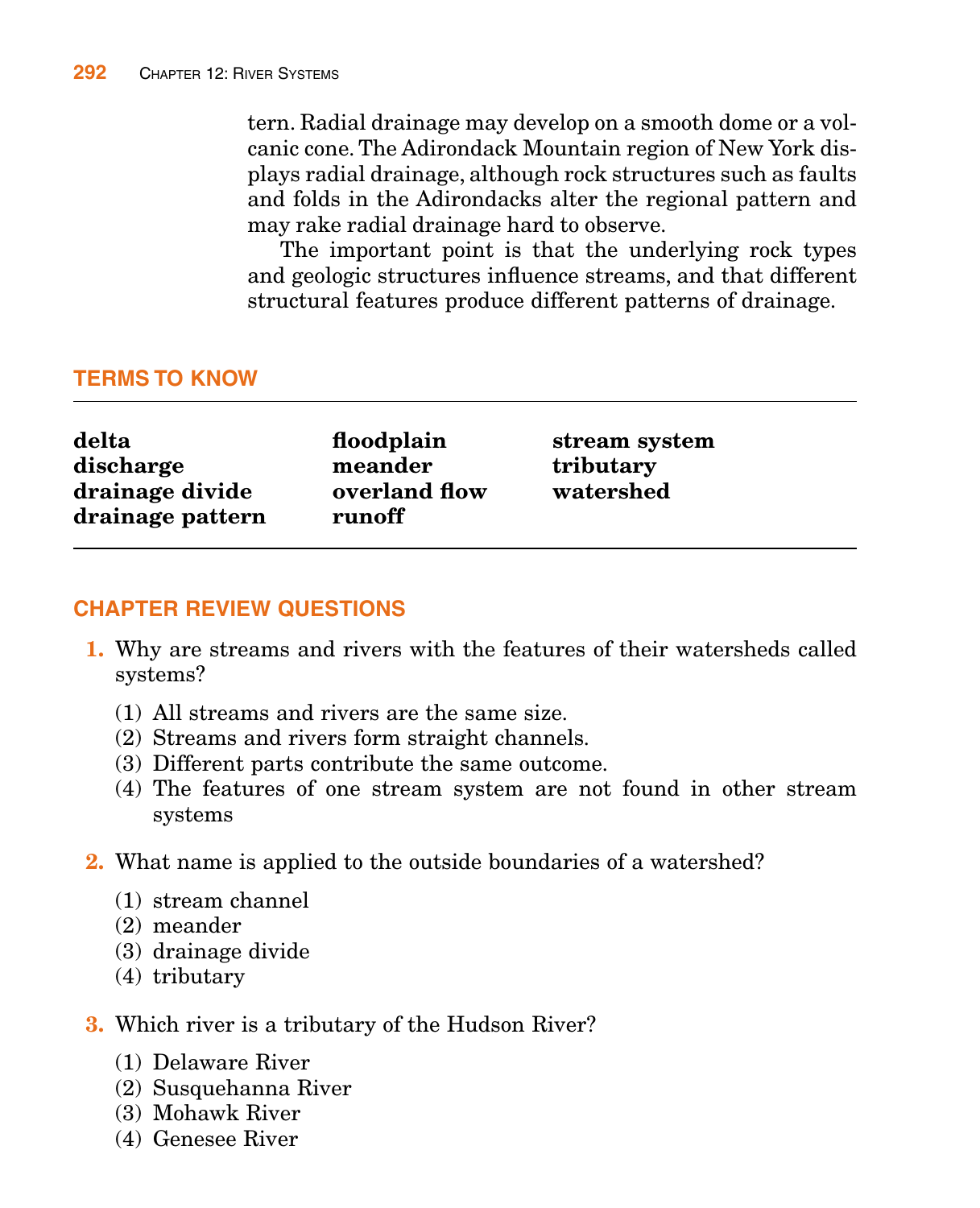tern. Radial drainage may develop on a smooth dome or a volcanic cone. The Adirondack Mountain region of New York displays radial drainage, although rock structures such as faults and folds in the Adirondacks alter the regional pattern and may rake radial drainage hard to observe.

The important point is that the underlying rock types and geologic structures influence streams, and that different structural features produce different patterns of drainage.

## TERMS TO KNOW

| | | |
|---|---|---|
| **delta** | **floodplain** | **stream system** |
| **discharge** | **meander** | **tributary** |
| **drainage divide** | **overland flow** | **watershed** |
| **drainage pattern** | **runoff** | |

## CHAPTER REVIEW QUESTIONS

**1.** Why are streams and rivers with the features of their watersheds called systems?

(1) All streams and rivers are the same size.
(2) Streams and rivers form straight channels.
(3) Different parts contribute the same outcome.
(4) The features of one stream system are not found in other stream systems

**2.** What name is applied to the outside boundaries of a watershed?

(1) stream channel
(2) meander
(3) drainage divide
(4) tributary

**3.** Which river is a tributary of the Hudson River?

(1) Delaware River
(2) Susquehanna River
(3) Mohawk River
(4) Genesee River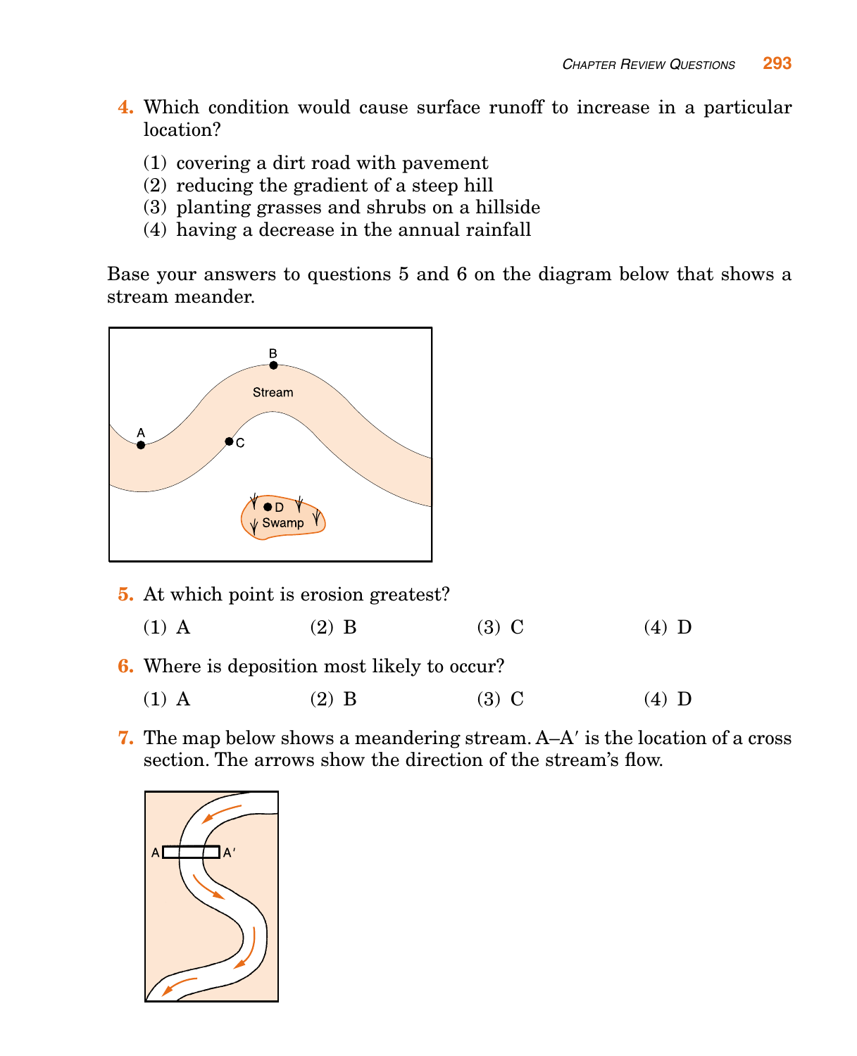**4.** Which condition would cause surface runoff to increase in a particular location?

(1) covering a dirt road with pavement
(2) reducing the gradient of a steep hill
(3) planting grasses and shrubs on a hillside
(4) having a decrease in the annual rainfall

Base your answers to questions 5 and 6 on the diagram below that shows a stream meander.

**5.** At which point is erosion greatest?

(1) A (2) B (3) C (4) D

**6.** Where is deposition most likely to occur?

(1) A (2) B (3) C (4) D

**7.** The map below shows a meandering stream. A–A′ is the location of a cross section. The arrows show the direction of the stream's flow.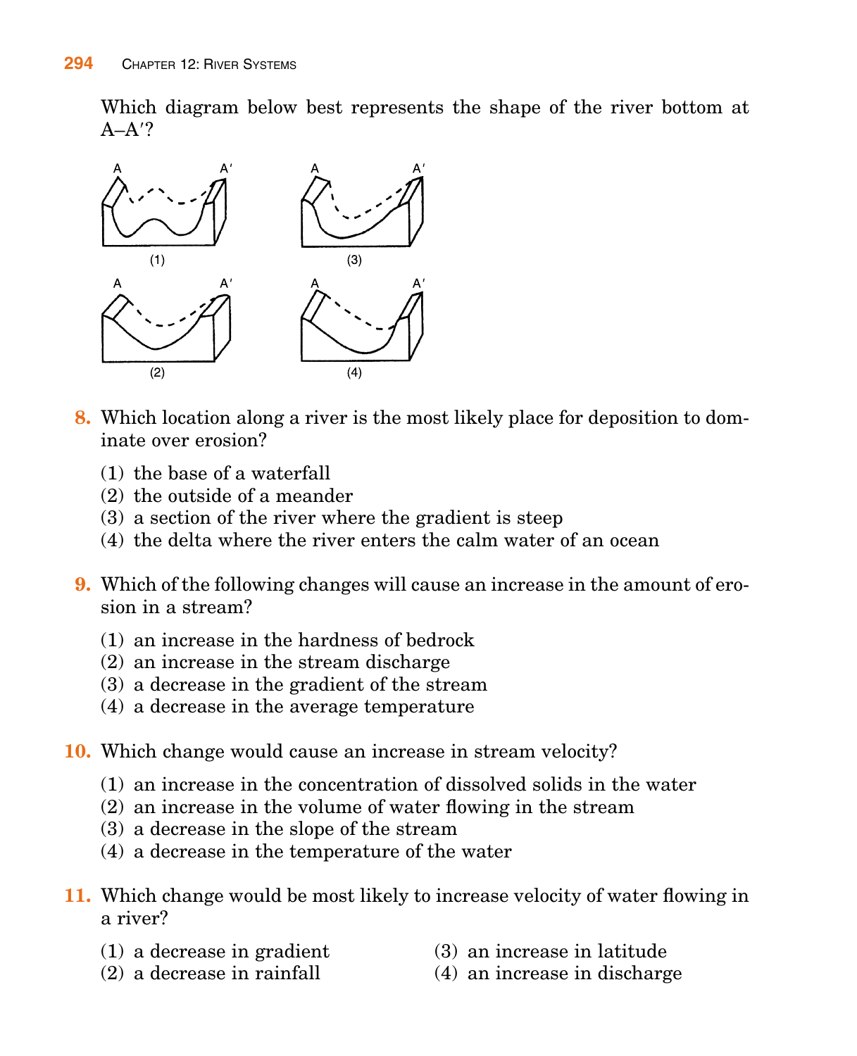Which diagram below best represents the shape of the river bottom at A–A′?

(1)

(3)

(2)

(4)

**8.** Which location along a river is the most likely place for deposition to dominate over erosion?

(1) the base of a waterfall
(2) the outside of a meander
(3) a section of the river where the gradient is steep
(4) the delta where the river enters the calm water of an ocean

**9.** Which of the following changes will cause an increase in the amount of erosion in a stream?

(1) an increase in the hardness of bedrock
(2) an increase in the stream discharge
(3) a decrease in the gradient of the stream
(4) a decrease in the average temperature

**10.** Which change would cause an increase in stream velocity?

(1) an increase in the concentration of dissolved solids in the water
(2) an increase in the volume of water flowing in the stream
(3) a decrease in the slope of the stream
(4) a decrease in the temperature of the water

**11.** Which change would be most likely to increase velocity of water flowing in a river?

(1) a decrease in gradient
(2) a decrease in rainfall
(3) an increase in latitude
(4) an increase in discharge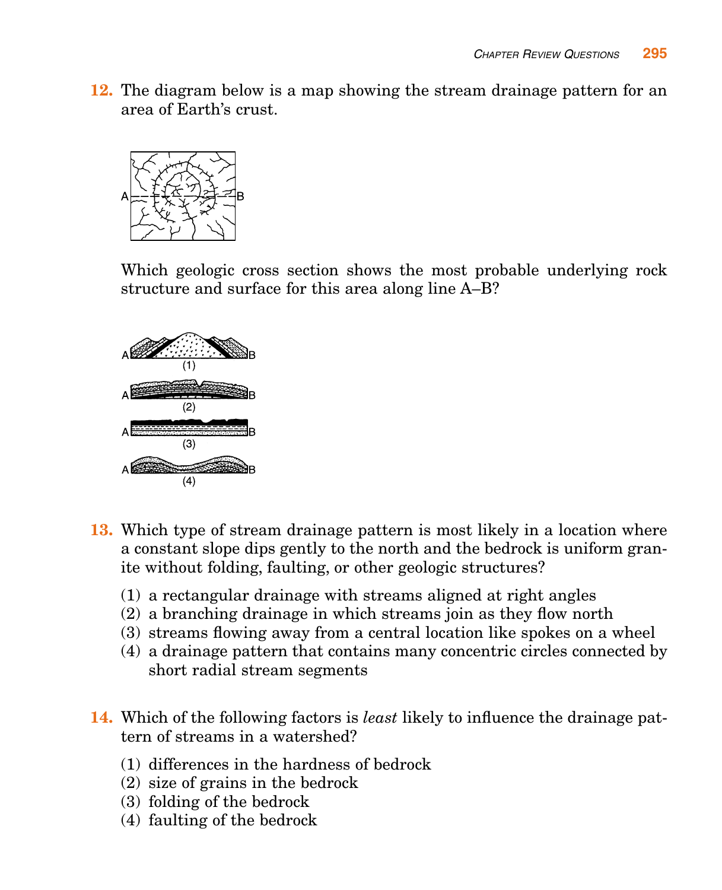**12.** The diagram below is a map showing the stream drainage pattern for an area of Earth's crust.

Which geologic cross section shows the most probable underlying rock structure and surface for this area along line A–B?

**13.** Which type of stream drainage pattern is most likely in a location where a constant slope dips gently to the north and the bedrock is uniform granite without folding, faulting, or other geologic structures?

(1) a rectangular drainage with streams aligned at right angles
(2) a branching drainage in which streams join as they flow north
(3) streams flowing away from a central location like spokes on a wheel
(4) a drainage pattern that contains many concentric circles connected by short radial stream segments

**14.** Which of the following factors is *least* likely to influence the drainage pattern of streams in a watershed?

(1) differences in the hardness of bedrock
(2) size of grains in the bedrock
(3) folding of the bedrock
(4) faulting of the bedrock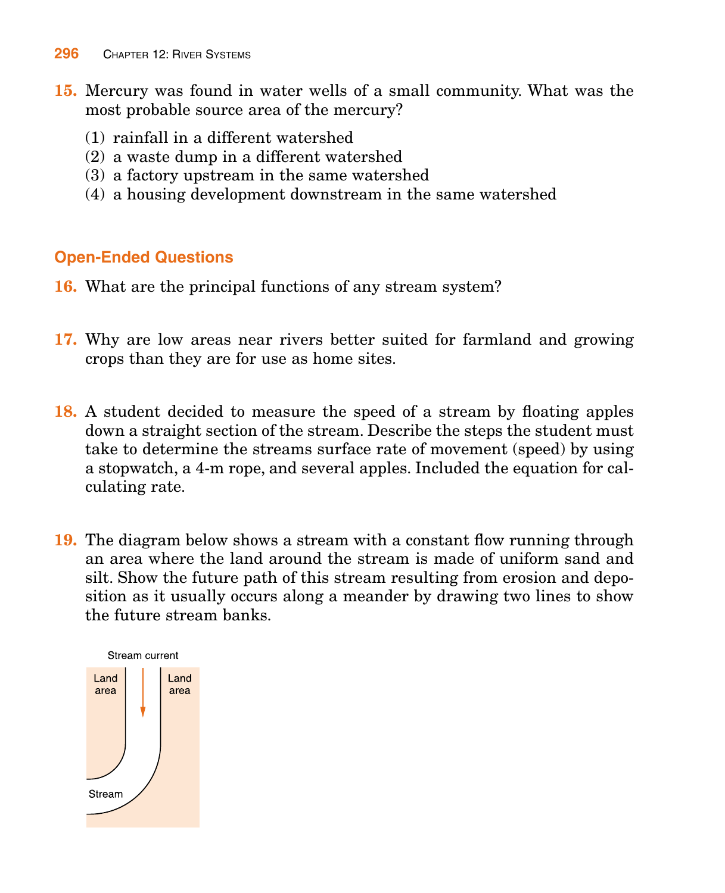15. Mercury was found in water wells of a small community. What was the most probable source area of the mercury?
    (1) rainfall in a different watershed
    (2) a waste dump in a different watershed
    (3) a factory upstream in the same watershed
    (4) a housing development downstream in the same watershed

## Open-Ended Questions

16. What are the principal functions of any stream system?

17. Why are low areas near rivers better suited for farmland and growing crops than they are for use as home sites.

18. A student decided to measure the speed of a stream by floating apples down a straight section of the stream. Describe the steps the student must take to determine the streams surface rate of movement (speed) by using a stopwatch, a 4-m rope, and several apples. Included the equation for calculating rate.

19. The diagram below shows a stream with a constant flow running through an area where the land around the stream is made of uniform sand and silt. Show the future path of this stream resulting from erosion and deposition as it usually occurs along a meander by drawing two lines to show the future stream banks.

Stream current

Land area

Land area

Stream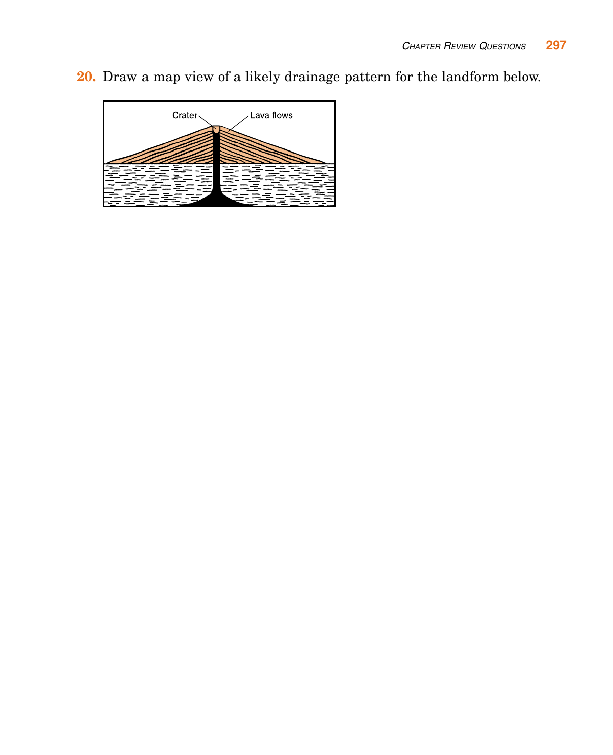20. Draw a map view of a likely drainage pattern for the landform below.

Crater

Lava flows